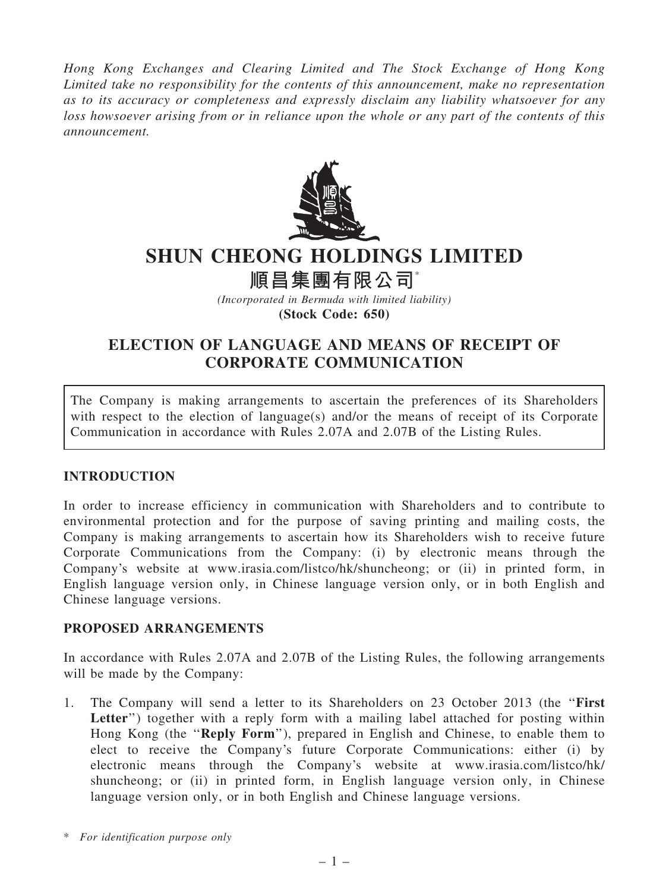*Hong Kong Exchanges and Clearing Limited and The Stock Exchange of Hong Kong Limited take no responsibility for the contents of this announcement, make no representation as to its accuracy or completeness and expressly disclaim any liability whatsoever for any loss howsoever arising from or in reliance upon the whole or any part of the contents of this announcement.*

# SHUN CHEONG HOLDINGS LIMITED

# 順昌集團有限公司*

*(Incorporated in Bermuda with limited liability)*

**(Stock Code: 650)**

## ELECTION OF LANGUAGE AND MEANS OF RECEIPT OF CORPORATE COMMUNICATION

The Company is making arrangements to ascertain the preferences of its Shareholders with respect to the election of language(s) and/or the means of receipt of its Corporate Communication in accordance with Rules 2.07A and 2.07B of the Listing Rules.

### INTRODUCTION

In order to increase efficiency in communication with Shareholders and to contribute to environmental protection and for the purpose of saving printing and mailing costs, the Company is making arrangements to ascertain how its Shareholders wish to receive future Corporate Communications from the Company: (i) by electronic means through the Company's website at www.irasia.com/listco/hk/shuncheong; or (ii) in printed form, in English language version only, in Chinese language version only, or in both English and Chinese language versions.

### PROPOSED ARRANGEMENTS

In accordance with Rules 2.07A and 2.07B of the Listing Rules, the following arrangements will be made by the Company:

1. The Company will send a letter to its Shareholders on 23 October 2013 (the "**First Letter**") together with a reply form with a mailing label attached for posting within Hong Kong (the "**Reply Form**"), prepared in English and Chinese, to enable them to elect to receive the Company's future Corporate Communications: either (i) by electronic means through the Company's website at www.irasia.com/listco/hk/shuncheong; or (ii) in printed form, in English language version only, in Chinese language version only, or in both English and Chinese language versions.

\* *For identification purpose only*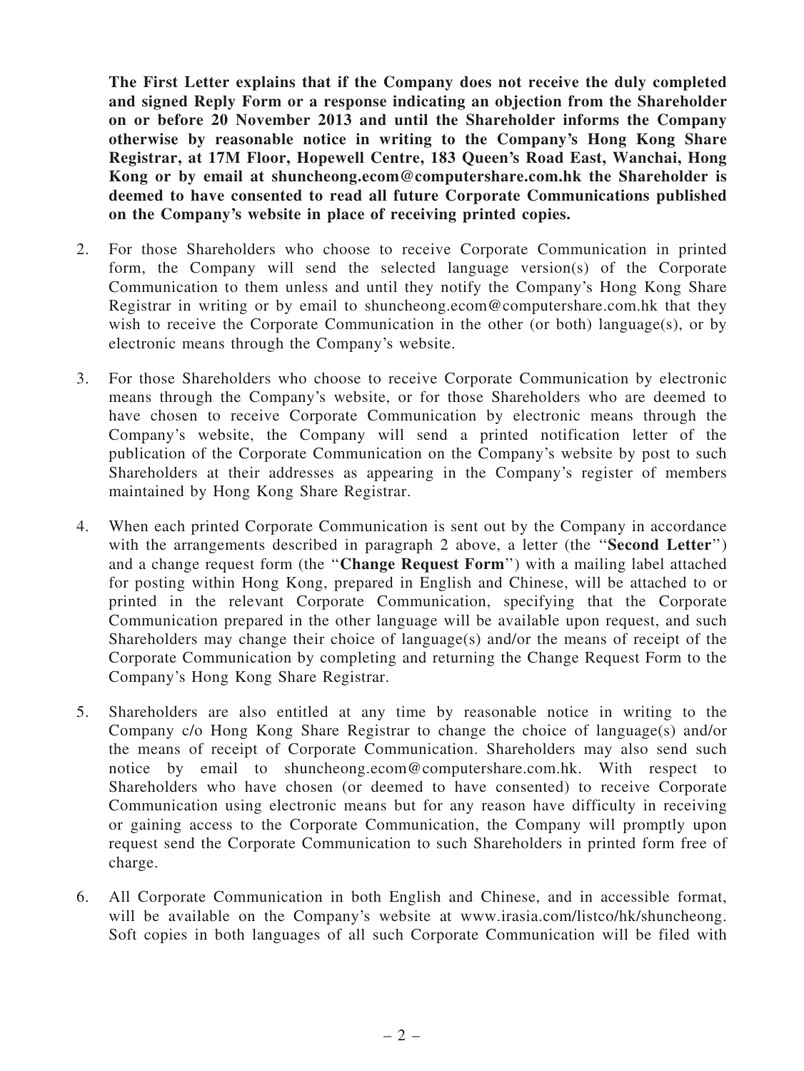**The First Letter explains that if the Company does not receive the duly completed and signed Reply Form or a response indicating an objection from the Shareholder on or before 20 November 2013 and until the Shareholder informs the Company otherwise by reasonable notice in writing to the Company's Hong Kong Share Registrar, at 17M Floor, Hopewell Centre, 183 Queen's Road East, Wanchai, Hong Kong or by email at shuncheong.ecom@computershare.com.hk the Shareholder is deemed to have consented to read all future Corporate Communications published on the Company's website in place of receiving printed copies.**

2. For those Shareholders who choose to receive Corporate Communication in printed form, the Company will send the selected language version(s) of the Corporate Communication to them unless and until they notify the Company's Hong Kong Share Registrar in writing or by email to shuncheong.ecom@computershare.com.hk that they wish to receive the Corporate Communication in the other (or both) language(s), or by electronic means through the Company's website.

3. For those Shareholders who choose to receive Corporate Communication by electronic means through the Company's website, or for those Shareholders who are deemed to have chosen to receive Corporate Communication by electronic means through the Company's website, the Company will send a printed notification letter of the publication of the Corporate Communication on the Company's website by post to such Shareholders at their addresses as appearing in the Company's register of members maintained by Hong Kong Share Registrar.

4. When each printed Corporate Communication is sent out by the Company in accordance with the arrangements described in paragraph 2 above, a letter (the "**Second Letter**") and a change request form (the "**Change Request Form**") with a mailing label attached for posting within Hong Kong, prepared in English and Chinese, will be attached to or printed in the relevant Corporate Communication, specifying that the Corporate Communication prepared in the other language will be available upon request, and such Shareholders may change their choice of language(s) and/or the means of receipt of the Corporate Communication by completing and returning the Change Request Form to the Company's Hong Kong Share Registrar.

5. Shareholders are also entitled at any time by reasonable notice in writing to the Company c/o Hong Kong Share Registrar to change the choice of language(s) and/or the means of receipt of Corporate Communication. Shareholders may also send such notice by email to shuncheong.ecom@computershare.com.hk. With respect to Shareholders who have chosen (or deemed to have consented) to receive Corporate Communication using electronic means but for any reason have difficulty in receiving or gaining access to the Corporate Communication, the Company will promptly upon request send the Corporate Communication to such Shareholders in printed form free of charge.

6. All Corporate Communication in both English and Chinese, and in accessible format, will be available on the Company's website at www.irasia.com/listco/hk/shuncheong. Soft copies in both languages of all such Corporate Communication will be filed with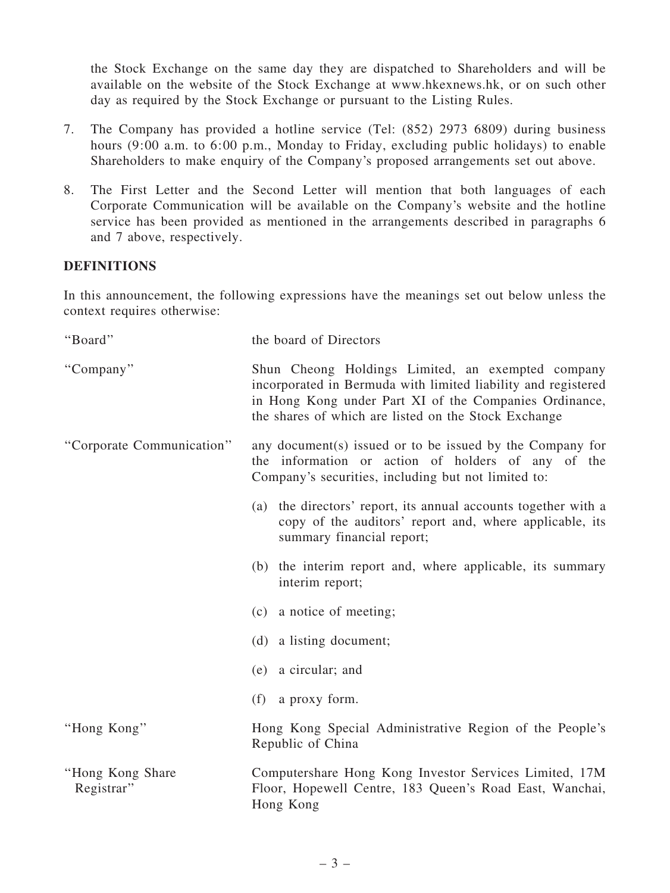the Stock Exchange on the same day they are dispatched to Shareholders and will be available on the website of the Stock Exchange at www.hkexnews.hk, or on such other day as required by the Stock Exchange or pursuant to the Listing Rules.

7. The Company has provided a hotline service (Tel: (852) 2973 6809) during business hours (9:00 a.m. to 6:00 p.m., Monday to Friday, excluding public holidays) to enable Shareholders to make enquiry of the Company's proposed arrangements set out above.

8. The First Letter and the Second Letter will mention that both languages of each Corporate Communication will be available on the Company's website and the hotline service has been provided as mentioned in the arrangements described in paragraphs 6 and 7 above, respectively.

## DEFINITIONS

In this announcement, the following expressions have the meanings set out below unless the context requires otherwise:

| | |
|---|---|
| "Board" | the board of Directors |
| "Company" | Shun Cheong Holdings Limited, an exempted company incorporated in Bermuda with limited liability and registered in Hong Kong under Part XI of the Companies Ordinance, the shares of which are listed on the Stock Exchange |
| "Corporate Communication" | any document(s) issued or to be issued by the Company for the information or action of holders of any of the Company's securities, including but not limited to:<br>(a) the directors' report, its annual accounts together with a copy of the auditors' report and, where applicable, its summary financial report;<br>(b) the interim report and, where applicable, its summary interim report;<br>(c) a notice of meeting;<br>(d) a listing document;<br>(e) a circular; and<br>(f) a proxy form. |
| "Hong Kong" | Hong Kong Special Administrative Region of the People's Republic of China |
| "Hong Kong Share Registrar" | Computershare Hong Kong Investor Services Limited, 17M Floor, Hopewell Centre, 183 Queen's Road East, Wanchai, Hong Kong |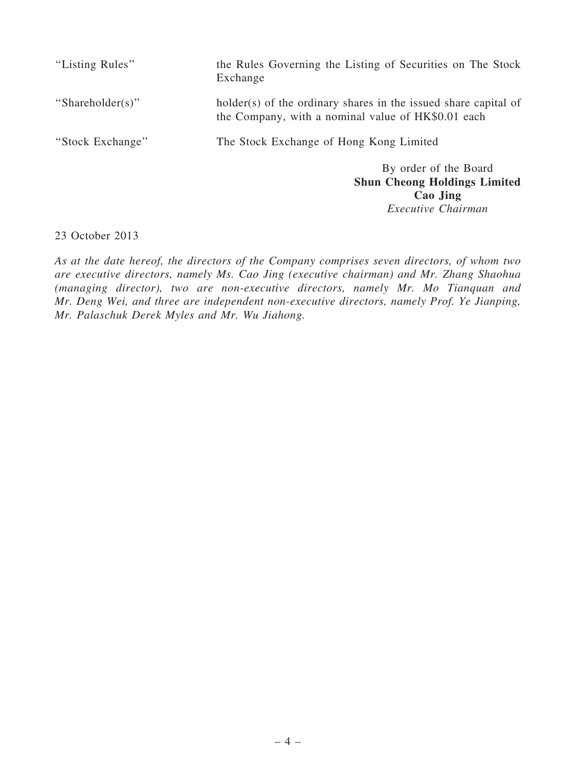| | |
|---|---|
| "Listing Rules" | the Rules Governing the Listing of Securities on The Stock Exchange |
| "Shareholder(s)" | holder(s) of the ordinary shares in the issued share capital of the Company, with a nominal value of HK$0.01 each |
| "Stock Exchange" | The Stock Exchange of Hong Kong Limited |

By order of the Board
**Shun Cheong Holdings Limited**
**Cao Jing**
*Executive Chairman*

23 October 2013

*As at the date hereof, the directors of the Company comprises seven directors, of whom two are executive directors, namely Ms. Cao Jing (executive chairman) and Mr. Zhang Shaohua (managing director), two are non-executive directors, namely Mr. Mo Tianquan and Mr. Deng Wei, and three are independent non-executive directors, namely Prof. Ye Jianping, Mr. Palaschuk Derek Myles and Mr. Wu Jiahong.*